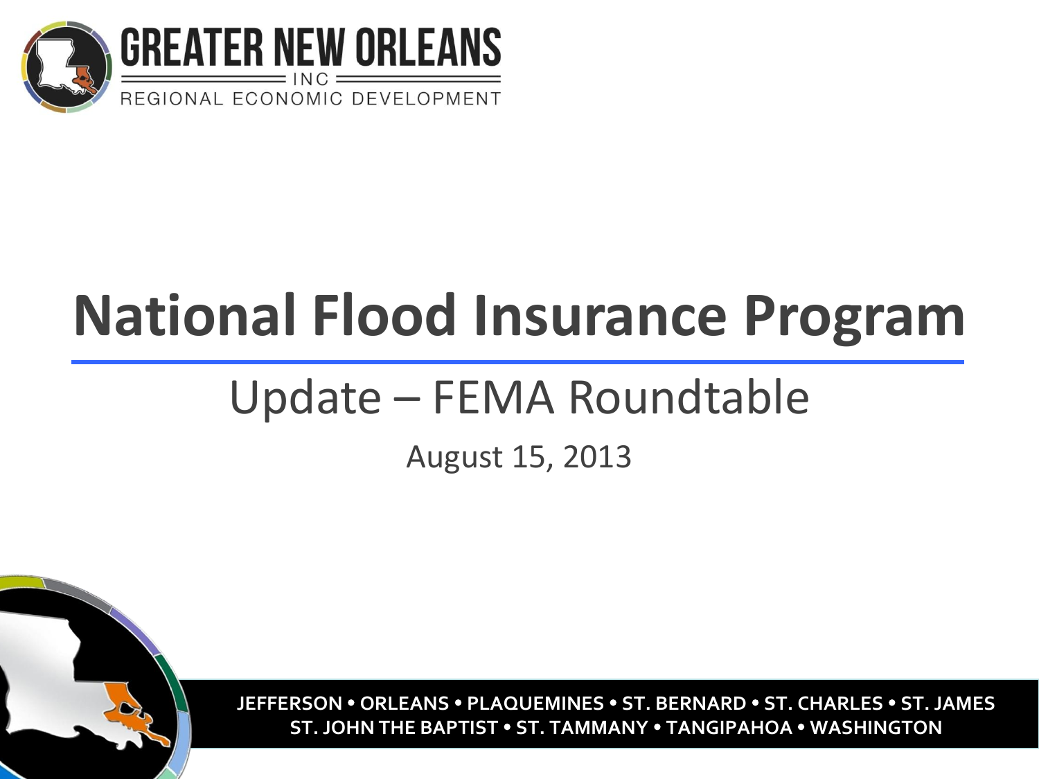GREATER NEW ORLEANS INC
REGIONAL ECONOMIC DEVELOPMENT

# National Flood Insurance Program

## Update – FEMA Roundtable

August 15, 2013

JEFFERSON • ORLEANS • PLAQUEMINES • ST. BERNARD • ST. CHARLES • ST. JAMES
ST. JOHN THE BAPTIST • ST. TAMMANY • TANGIPAHOA • WASHINGTON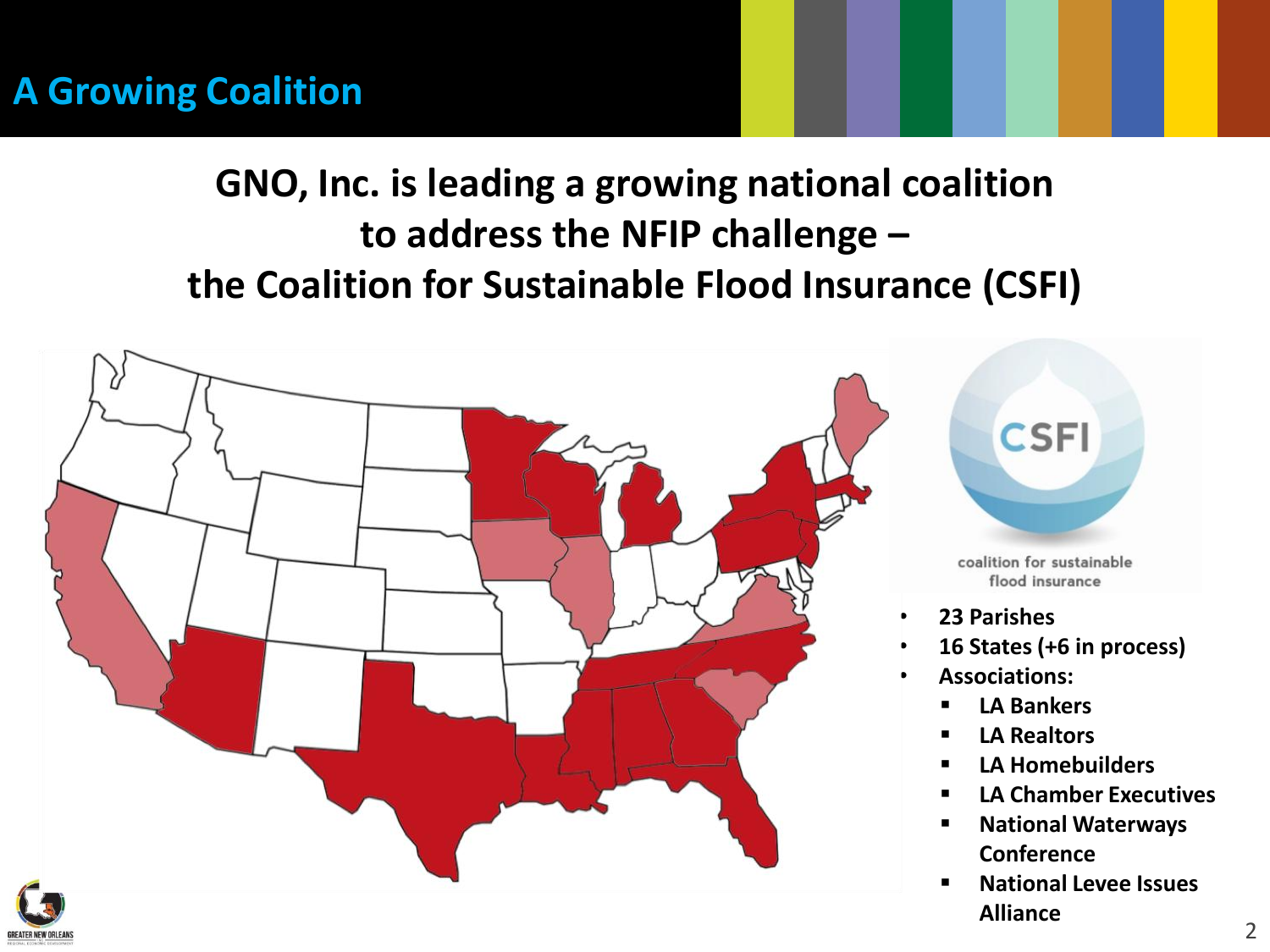# A Growing Coalition

**GNO, Inc. is leading a growing national coalition to address the NFIP challenge – the Coalition for Sustainable Flood Insurance (CSFI)**

CSFI

coalition for sustainable flood insurance

- **23 Parishes**
- **16 States (+6 in process)**
- **Associations:**
  - **LA Bankers**
  - **LA Realtors**
  - **LA Homebuilders**
  - **LA Chamber Executives**
  - **National Waterways Conference**
  - **National Levee Issues Alliance**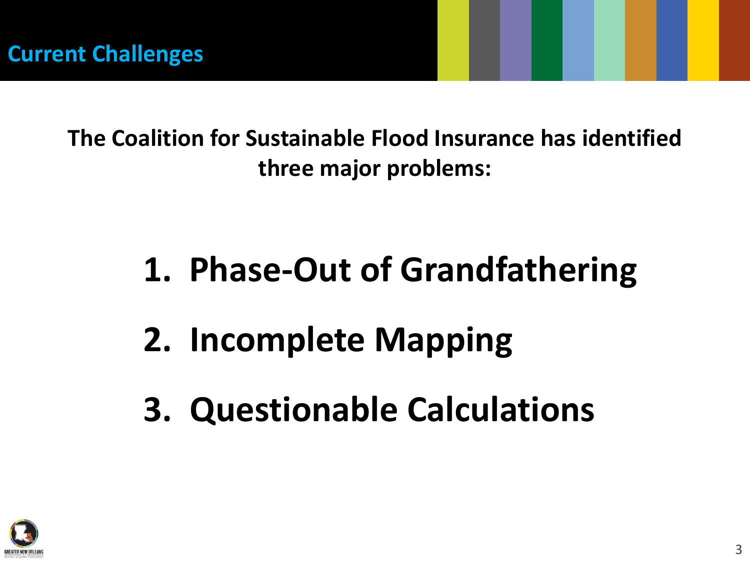## Current Challenges

**The Coalition for Sustainable Flood Insurance has identified three major problems:**

1. **Phase-Out of Grandfathering**
2. **Incomplete Mapping**
3. **Questionable Calculations**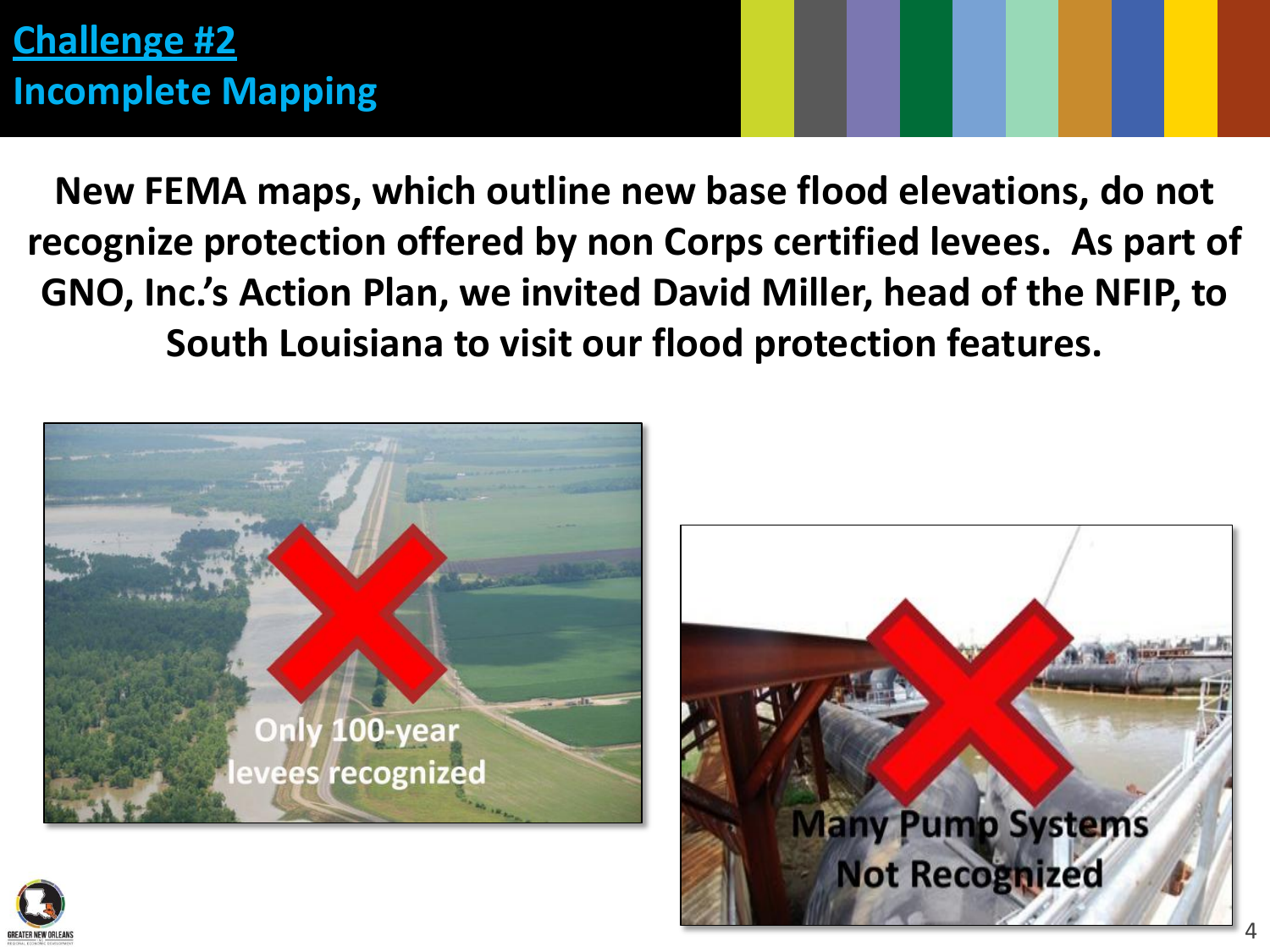# Challenge #2
## Incomplete Mapping

**New FEMA maps, which outline new base flood elevations, do not recognize protection offered by non Corps certified levees. As part of GNO, Inc.'s Action Plan, we invited David Miller, head of the NFIP, to South Louisiana to visit our flood protection features.**

Only 100-year levees recognized

Many Pump Systems Not Recognized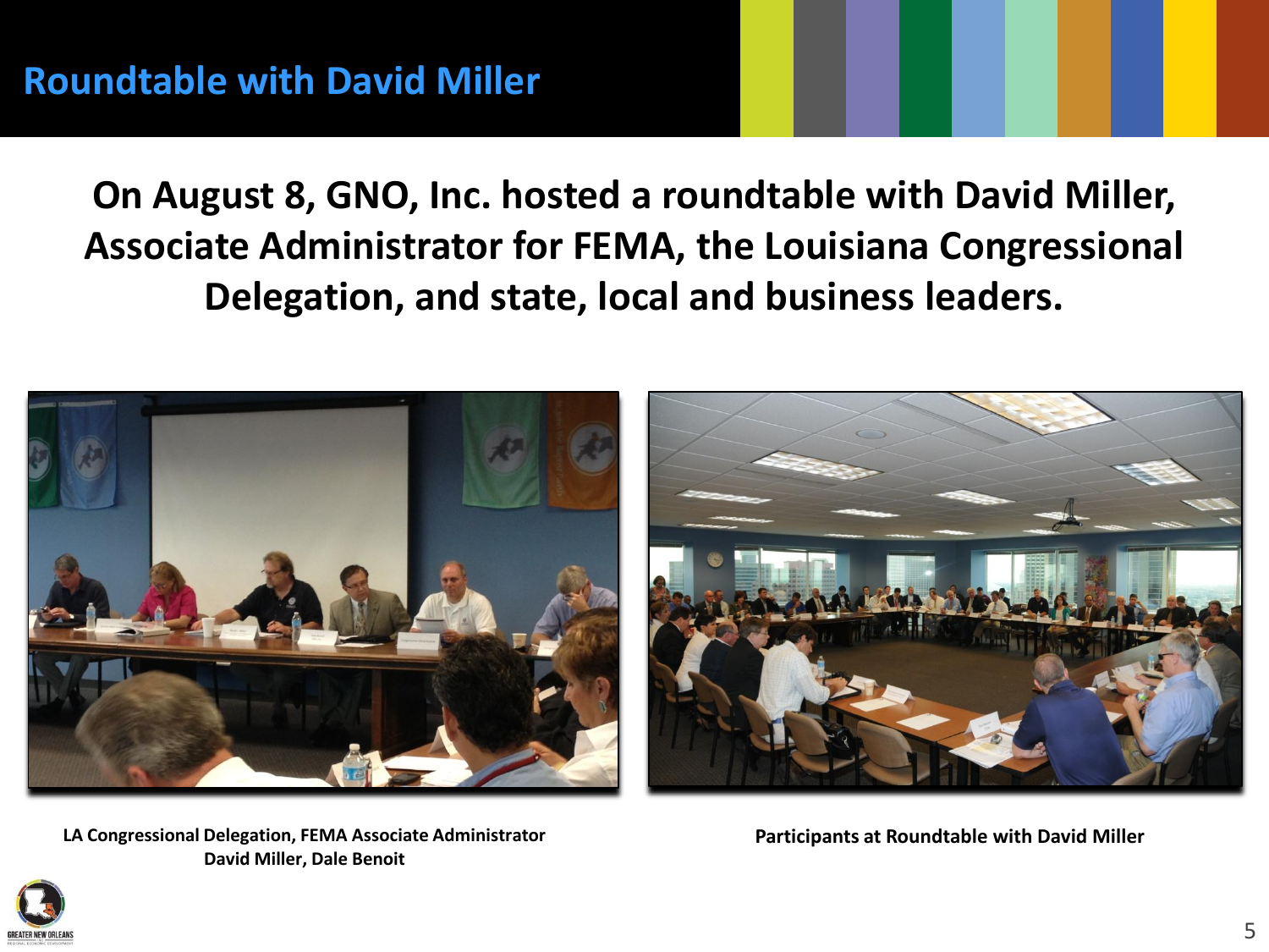# Roundtable with David Miller

**On August 8, GNO, Inc. hosted a roundtable with David Miller, Associate Administrator for FEMA, the Louisiana Congressional Delegation, and state, local and business leaders.**

**LA Congressional Delegation, FEMA Associate Administrator David Miller, Dale Benoit**

**Participants at Roundtable with David Miller**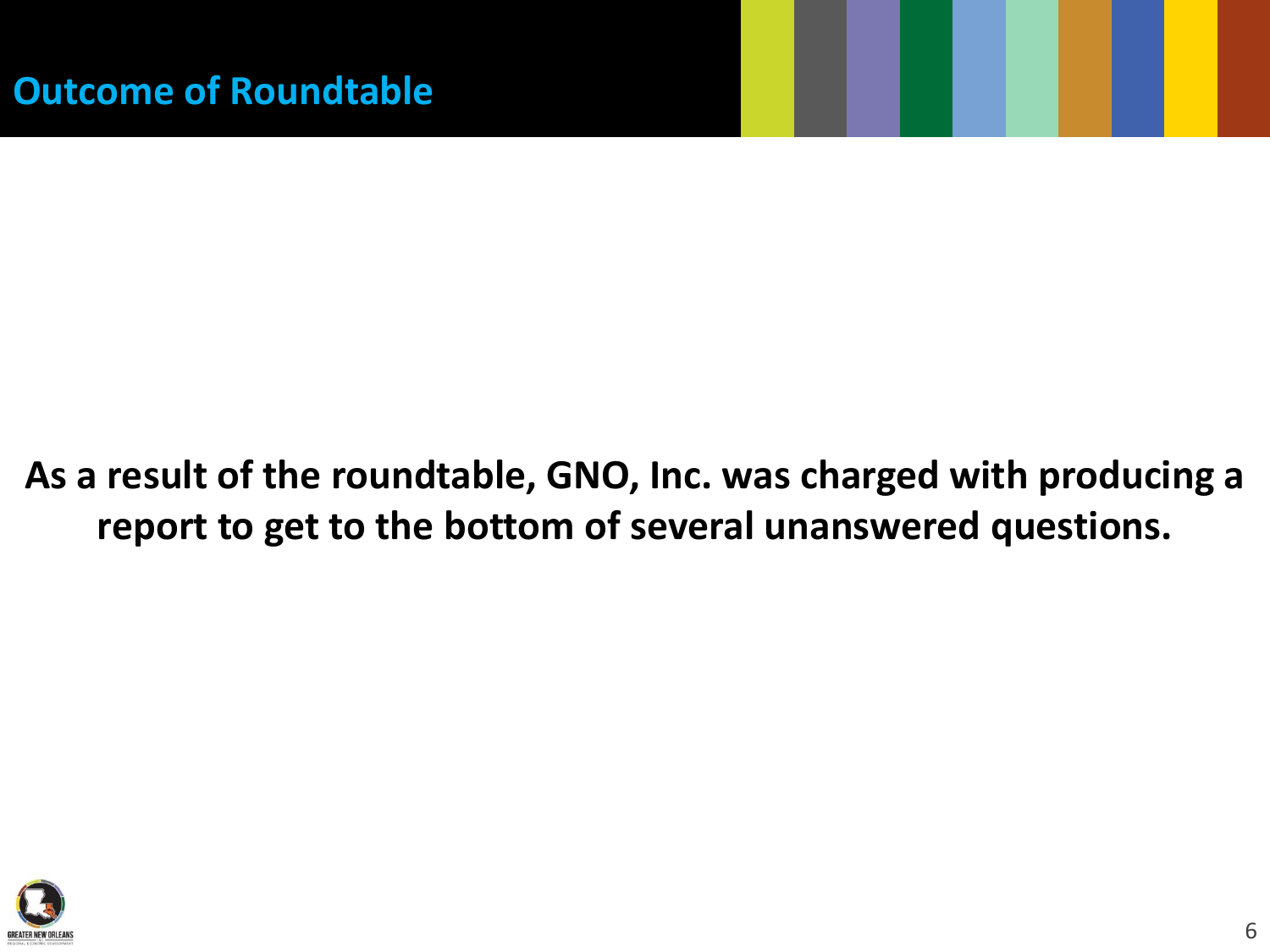# Outcome of Roundtable

**As a result of the roundtable, GNO, Inc. was charged with producing a report to get to the bottom of several unanswered questions.**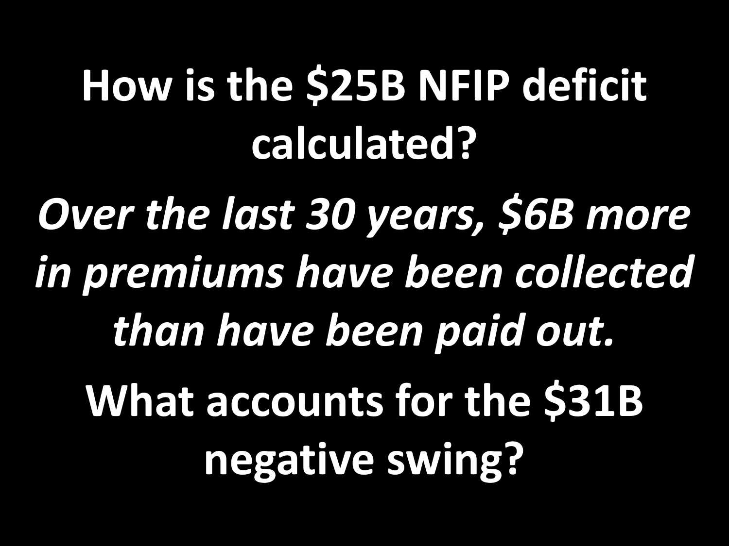**How is the $25B NFIP deficit calculated?**

***Over the last 30 years, $6B more in premiums have been collected than have been paid out.***

**What accounts for the $31B negative swing?**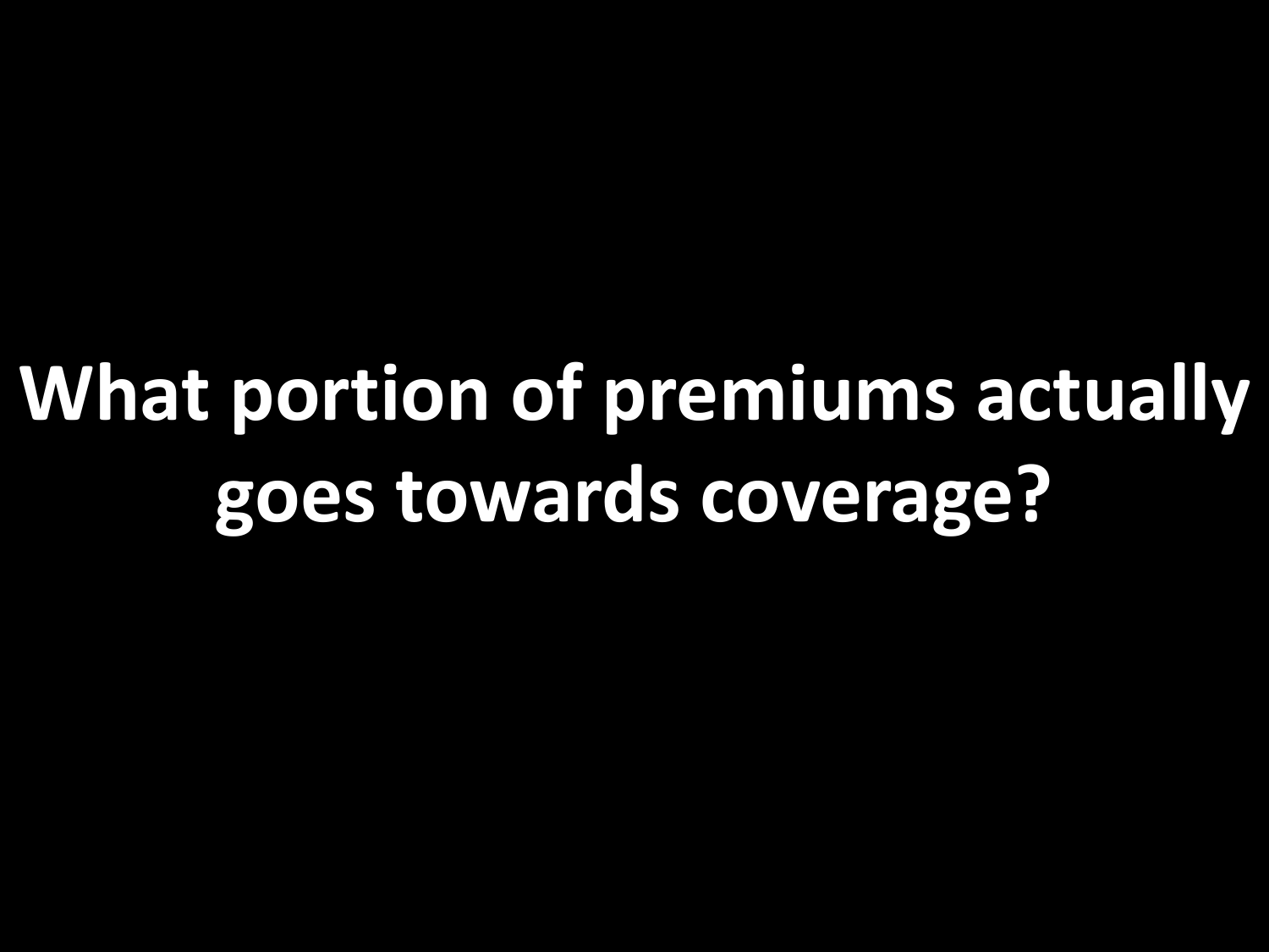# What portion of premiums actually goes towards coverage?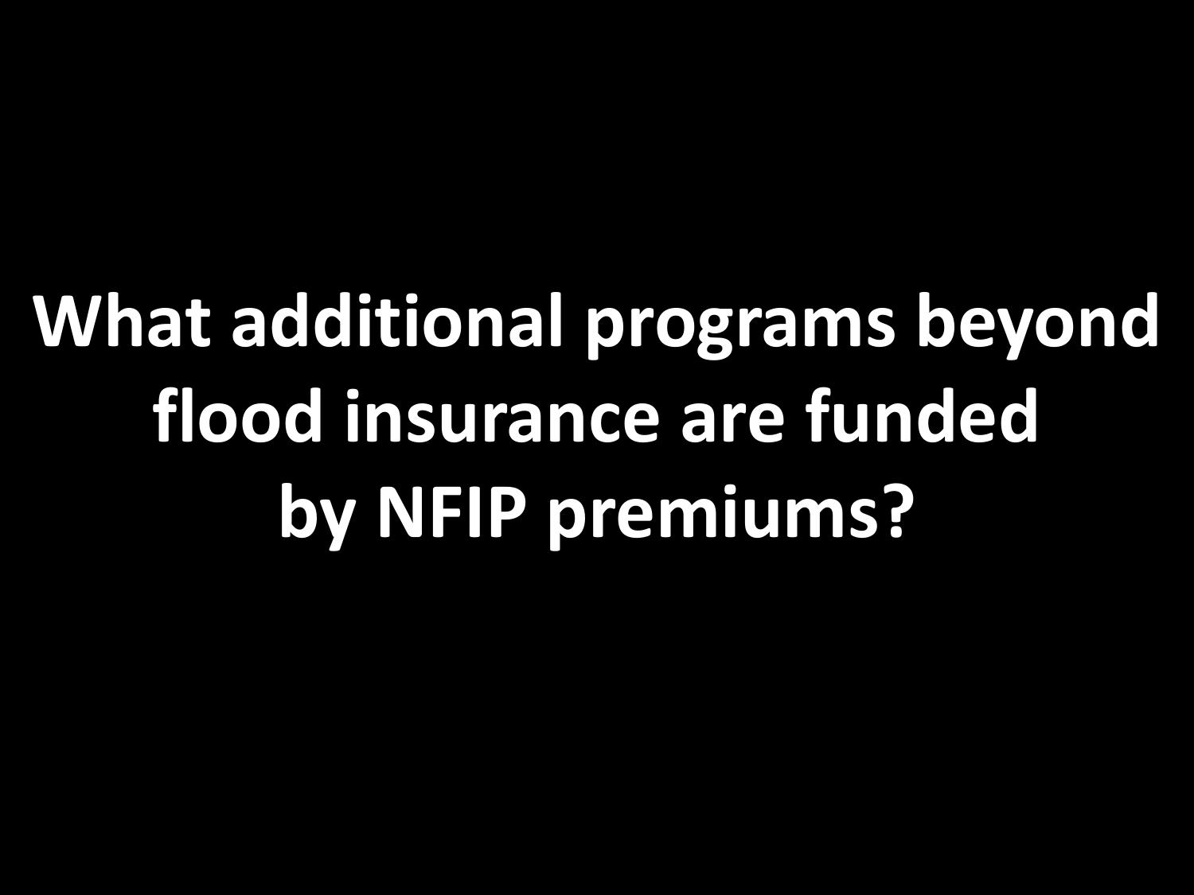# What additional programs beyond flood insurance are funded by NFIP premiums?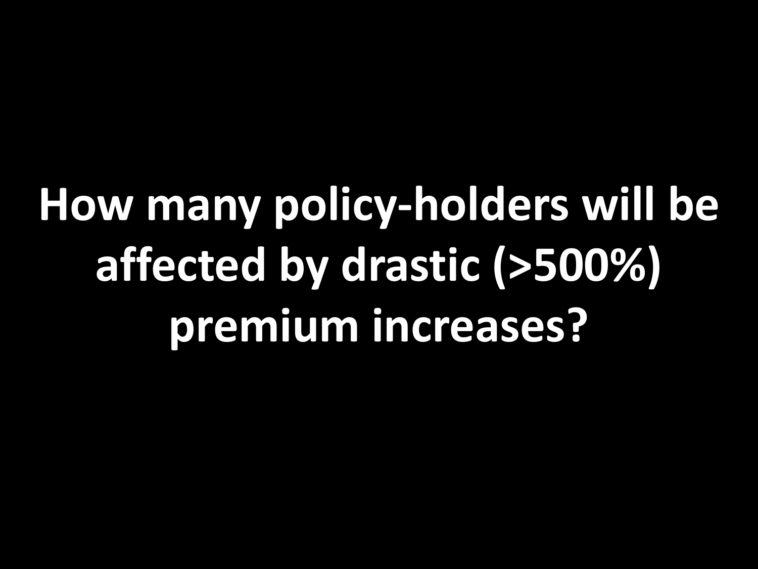# How many policy-holders will be affected by drastic (>500%) premium increases?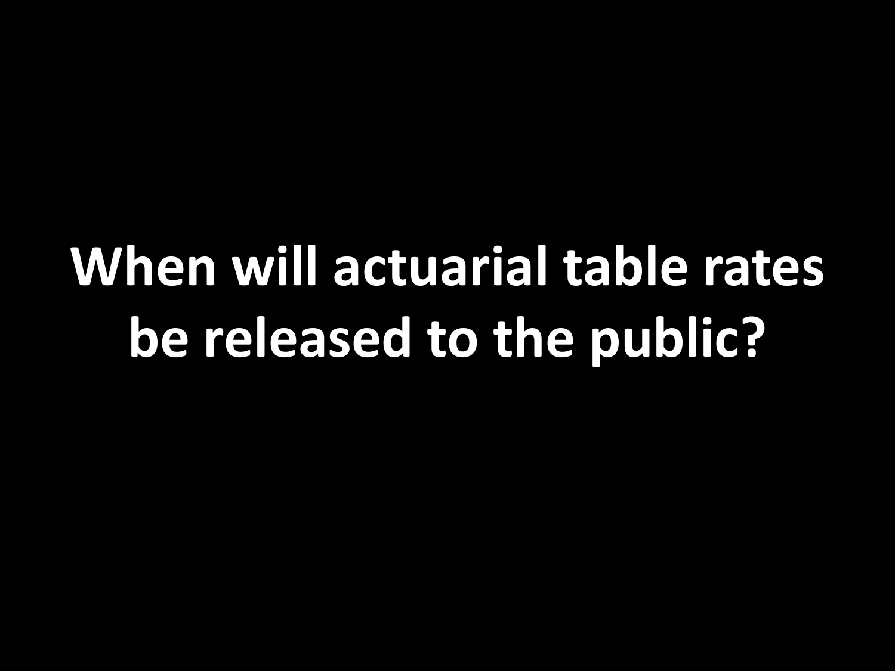# When will actuarial table rates be released to the public?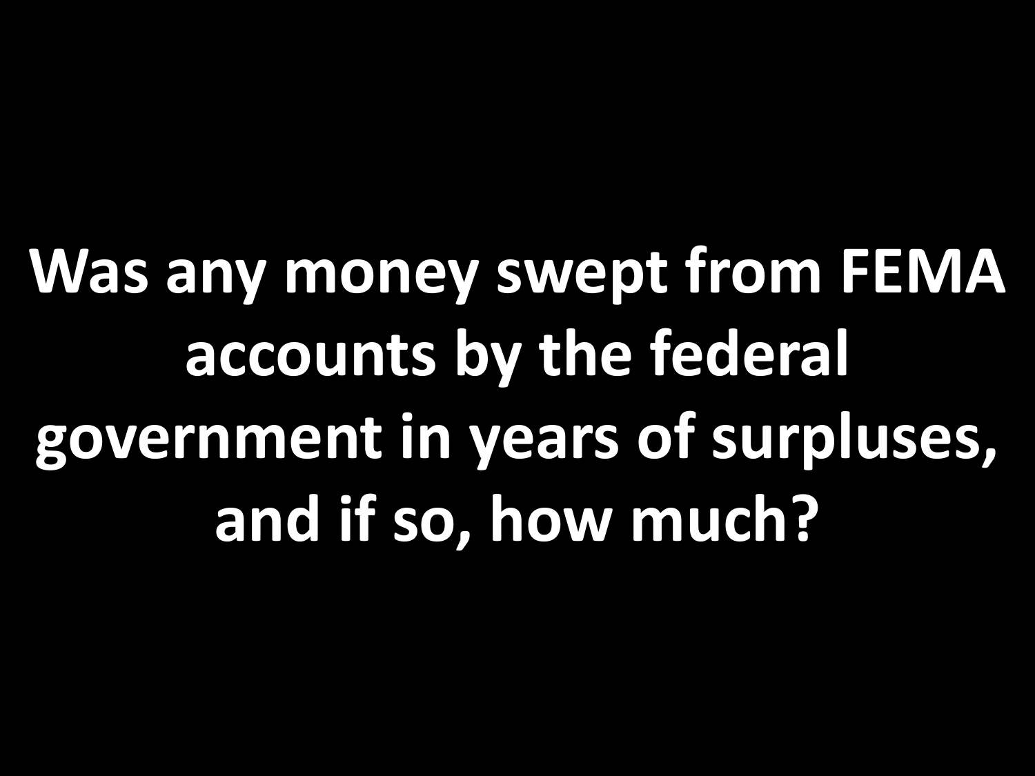**Was any money swept from FEMA accounts by the federal government in years of surpluses, and if so, how much?**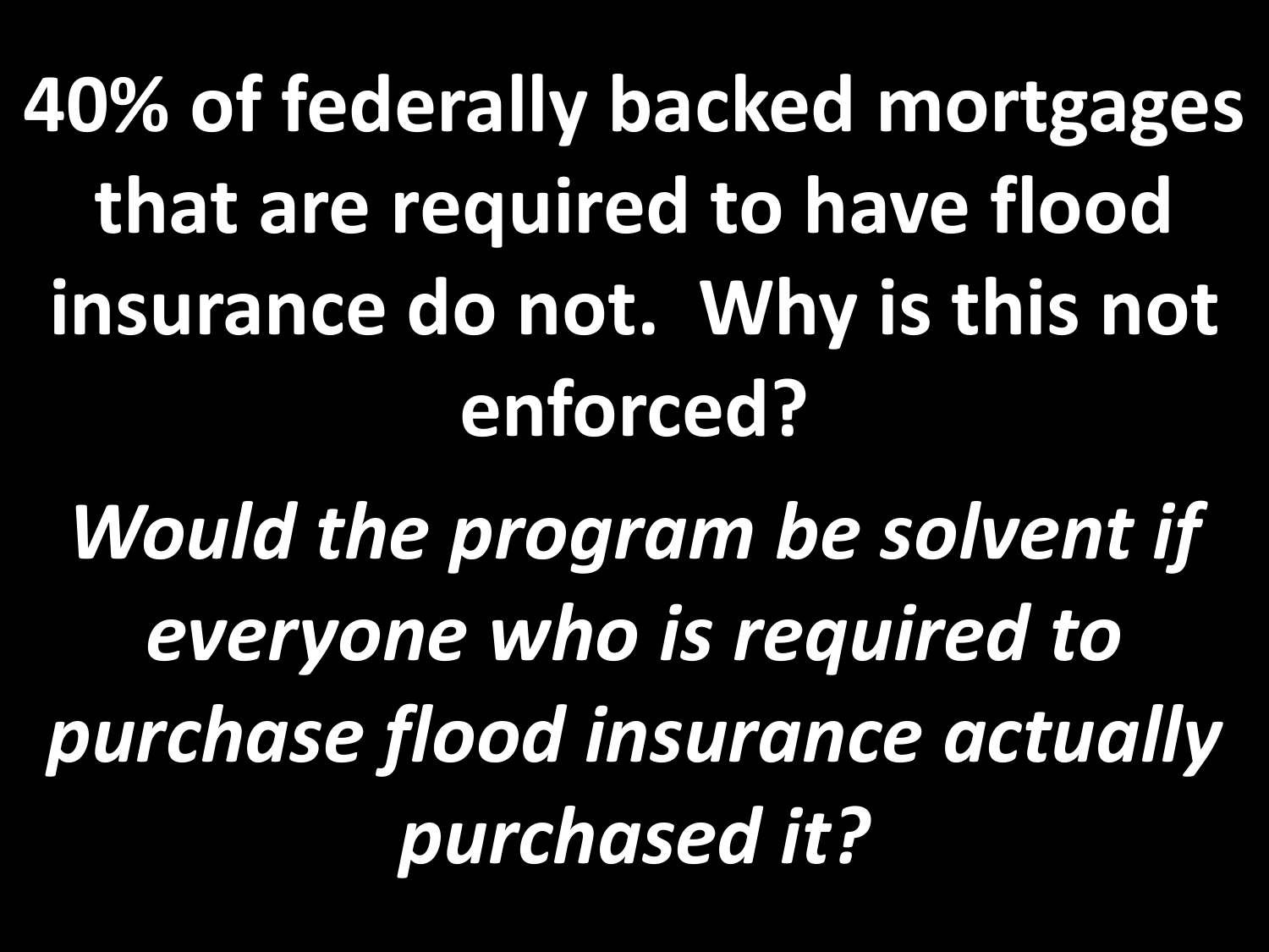**40% of federally backed mortgages that are required to have flood insurance do not. Why is this not enforced?**

***Would the program be solvent if everyone who is required to purchase flood insurance actually purchased it?***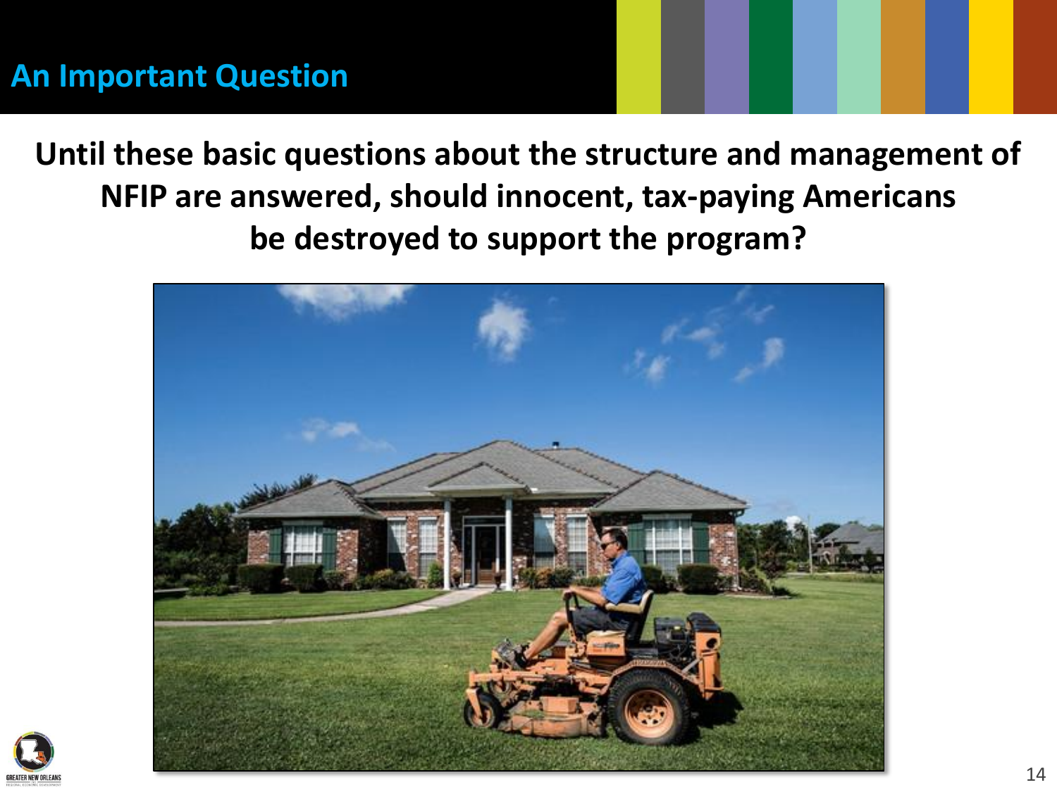## An Important Question

**Until these basic questions about the structure and management of NFIP are answered, should innocent, tax-paying Americans be destroyed to support the program?**